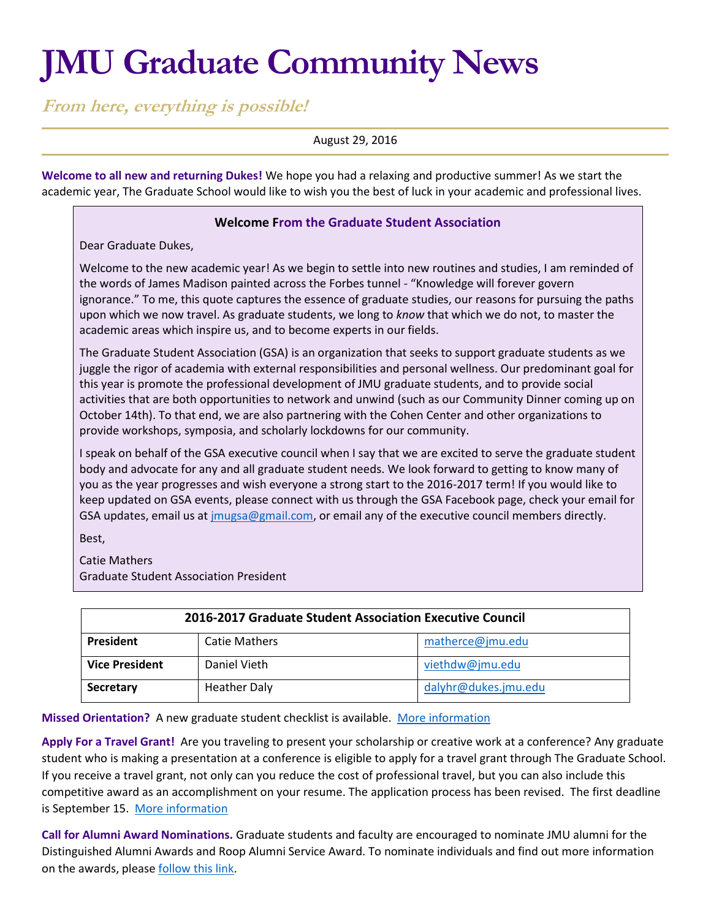# JMU Graduate Community News

***From here, everything is possible!***

August 29, 2016

**Welcome to all new and returning Dukes!** We hope you had a relaxing and productive summer! As we start the academic year, The Graduate School would like to wish you the best of luck in your academic and professional lives.

### Welcome From the Graduate Student Association

Dear Graduate Dukes,

Welcome to the new academic year! As we begin to settle into new routines and studies, I am reminded of the words of James Madison painted across the Forbes tunnel - "Knowledge will forever govern ignorance." To me, this quote captures the essence of graduate studies, our reasons for pursuing the paths upon which we now travel. As graduate students, we long to *know* that which we do not, to master the academic areas which inspire us, and to become experts in our fields.

The Graduate Student Association (GSA) is an organization that seeks to support graduate students as we juggle the rigor of academia with external responsibilities and personal wellness. Our predominant goal for this year is promote the professional development of JMU graduate students, and to provide social activities that are both opportunities to network and unwind (such as our Community Dinner coming up on October 14th). To that end, we are also partnering with the Cohen Center and other organizations to provide workshops, symposia, and scholarly lockdowns for our community.

I speak on behalf of the GSA executive council when I say that we are excited to serve the graduate student body and advocate for any and all graduate student needs. We look forward to getting to know many of you as the year progresses and wish everyone a strong start to the 2016-2017 term! If you would like to keep updated on GSA events, please connect with us through the GSA Facebook page, check your email for GSA updates, email us at jmugsa@gmail.com, or email any of the executive council members directly.

Best,

Catie Mathers
Graduate Student Association President

| 2016-2017 Graduate Student Association Executive Council | | |
|---|---|---|
| **President** | Catie Mathers | matherce@jmu.edu |
| **Vice President** | Daniel Vieth | viethdw@jmu.edu |
| **Secretary** | Heather Daly | dalyhr@dukes.jmu.edu |

**Missed Orientation?** A new graduate student checklist is available. More information

**Apply For a Travel Grant!** Are you traveling to present your scholarship or creative work at a conference? Any graduate student who is making a presentation at a conference is eligible to apply for a travel grant through The Graduate School. If you receive a travel grant, not only can you reduce the cost of professional travel, but you can also include this competitive award as an accomplishment on your resume. The application process has been revised. The first deadline is September 15. More information

**Call for Alumni Award Nominations.** Graduate students and faculty are encouraged to nominate JMU alumni for the Distinguished Alumni Awards and Roop Alumni Service Award. To nominate individuals and find out more information on the awards, please follow this link.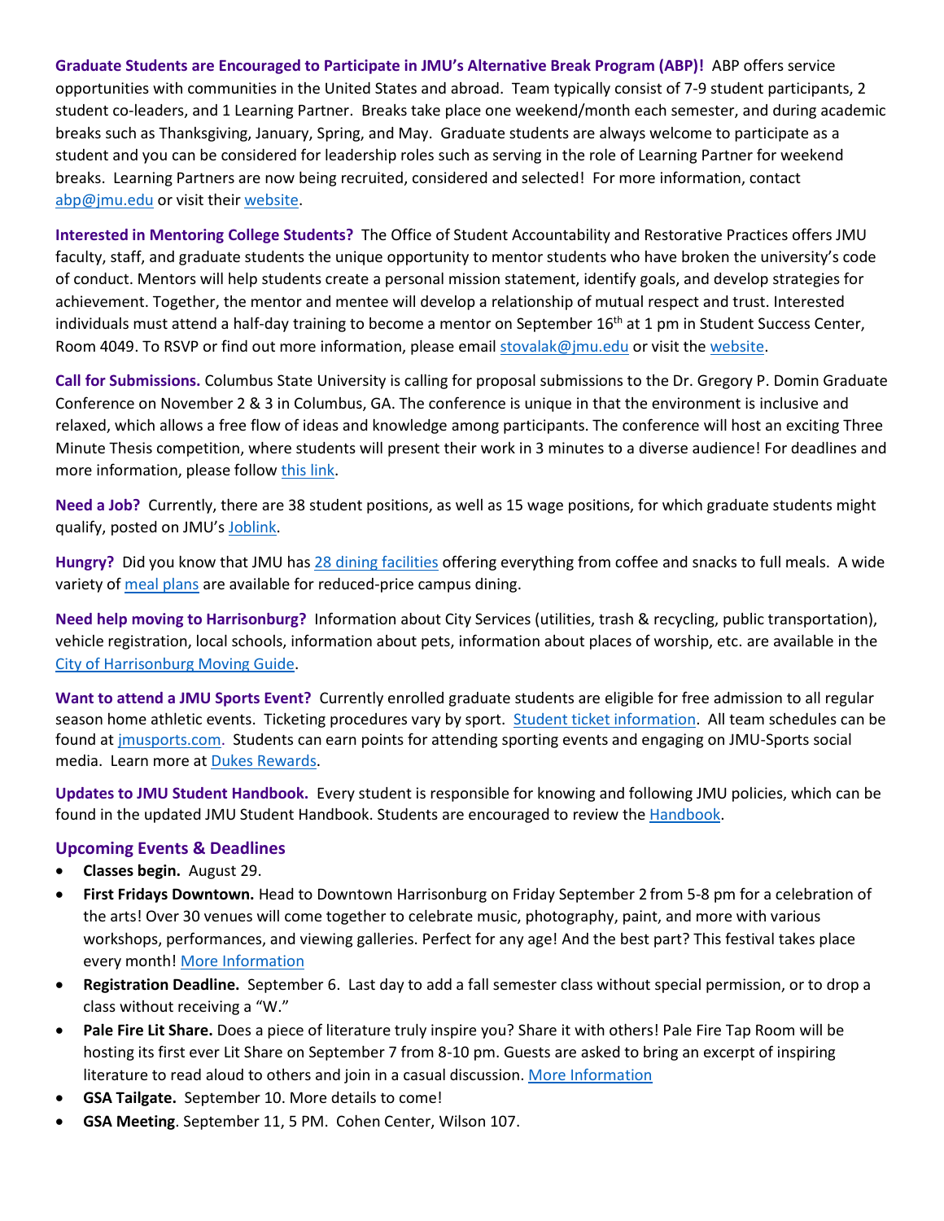**Graduate Students are Encouraged to Participate in JMU's Alternative Break Program (ABP)!** ABP offers service opportunities with communities in the United States and abroad. Team typically consist of 7-9 student participants, 2 student co-leaders, and 1 Learning Partner. Breaks take place one weekend/month each semester, and during academic breaks such as Thanksgiving, January, Spring, and May. Graduate students are always welcome to participate as a student and you can be considered for leadership roles such as serving in the role of Learning Partner for weekend breaks. Learning Partners are now being recruited, considered and selected! For more information, contact abp@jmu.edu or visit their website.

**Interested in Mentoring College Students?** The Office of Student Accountability and Restorative Practices offers JMU faculty, staff, and graduate students the unique opportunity to mentor students who have broken the university's code of conduct. Mentors will help students create a personal mission statement, identify goals, and develop strategies for achievement. Together, the mentor and mentee will develop a relationship of mutual respect and trust. Interested individuals must attend a half-day training to become a mentor on September 16th at 1 pm in Student Success Center, Room 4049. To RSVP or find out more information, please email stovalak@jmu.edu or visit the website.

**Call for Submissions.** Columbus State University is calling for proposal submissions to the Dr. Gregory P. Domin Graduate Conference on November 2 & 3 in Columbus, GA. The conference is unique in that the environment is inclusive and relaxed, which allows a free flow of ideas and knowledge among participants. The conference will host an exciting Three Minute Thesis competition, where students will present their work in 3 minutes to a diverse audience! For deadlines and more information, please follow this link.

**Need a Job?** Currently, there are 38 student positions, as well as 15 wage positions, for which graduate students might qualify, posted on JMU's Joblink.

**Hungry?** Did you know that JMU has 28 dining facilities offering everything from coffee and snacks to full meals. A wide variety of meal plans are available for reduced-price campus dining.

**Need help moving to Harrisonburg?** Information about City Services (utilities, trash & recycling, public transportation), vehicle registration, local schools, information about pets, information about places of worship, etc. are available in the City of Harrisonburg Moving Guide.

**Want to attend a JMU Sports Event?** Currently enrolled graduate students are eligible for free admission to all regular season home athletic events. Ticketing procedures vary by sport. Student ticket information. All team schedules can be found at jmusports.com. Students can earn points for attending sporting events and engaging on JMU-Sports social media. Learn more at Dukes Rewards.

**Updates to JMU Student Handbook.** Every student is responsible for knowing and following JMU policies, which can be found in the updated JMU Student Handbook. Students are encouraged to review the Handbook.

## Upcoming Events & Deadlines

- **Classes begin.** August 29.
- **First Fridays Downtown.** Head to Downtown Harrisonburg on Friday September 2 from 5-8 pm for a celebration of the arts! Over 30 venues will come together to celebrate music, photography, paint, and more with various workshops, performances, and viewing galleries. Perfect for any age! And the best part? This festival takes place every month! More Information
- **Registration Deadline.** September 6. Last day to add a fall semester class without special permission, or to drop a class without receiving a "W."
- **Pale Fire Lit Share.** Does a piece of literature truly inspire you? Share it with others! Pale Fire Tap Room will be hosting its first ever Lit Share on September 7 from 8-10 pm. Guests are asked to bring an excerpt of inspiring literature to read aloud to others and join in a casual discussion. More Information
- **GSA Tailgate.** September 10. More details to come!
- **GSA Meeting**. September 11, 5 PM. Cohen Center, Wilson 107.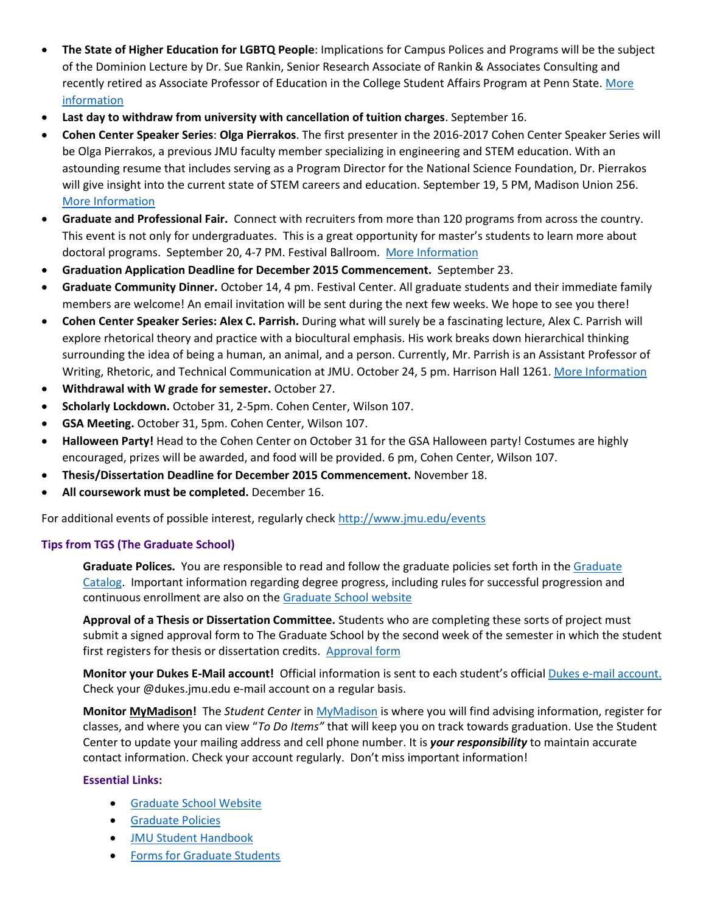- **The State of Higher Education for LGBTQ People**: Implications for Campus Polices and Programs will be the subject of the Dominion Lecture by Dr. Sue Rankin, Senior Research Associate of Rankin & Associates Consulting and recently retired as Associate Professor of Education in the College Student Affairs Program at Penn State. More information
- **Last day to withdraw from university with cancellation of tuition charges**. September 16.
- **Cohen Center Speaker Series**: **Olga Pierrakos**. The first presenter in the 2016-2017 Cohen Center Speaker Series will be Olga Pierrakos, a previous JMU faculty member specializing in engineering and STEM education. With an astounding resume that includes serving as a Program Director for the National Science Foundation, Dr. Pierrakos will give insight into the current state of STEM careers and education. September 19, 5 PM, Madison Union 256. More Information
- **Graduate and Professional Fair.** Connect with recruiters from more than 120 programs from across the country. This event is not only for undergraduates. This is a great opportunity for master's students to learn more about doctoral programs. September 20, 4-7 PM. Festival Ballroom. More Information
- **Graduation Application Deadline for December 2015 Commencement.** September 23.
- **Graduate Community Dinner.** October 14, 4 pm. Festival Center. All graduate students and their immediate family members are welcome! An email invitation will be sent during the next few weeks. We hope to see you there!
- **Cohen Center Speaker Series: Alex C. Parrish.** During what will surely be a fascinating lecture, Alex C. Parrish will explore rhetorical theory and practice with a biocultural emphasis. His work breaks down hierarchical thinking surrounding the idea of being a human, an animal, and a person. Currently, Mr. Parrish is an Assistant Professor of Writing, Rhetoric, and Technical Communication at JMU. October 24, 5 pm. Harrison Hall 1261. More Information
- **Withdrawal with W grade for semester.** October 27.
- **Scholarly Lockdown.** October 31, 2-5pm. Cohen Center, Wilson 107.
- **GSA Meeting.** October 31, 5pm. Cohen Center, Wilson 107.
- **Halloween Party!** Head to the Cohen Center on October 31 for the GSA Halloween party! Costumes are highly encouraged, prizes will be awarded, and food will be provided. 6 pm, Cohen Center, Wilson 107.
- **Thesis/Dissertation Deadline for December 2015 Commencement.** November 18.
- **All coursework must be completed.** December 16.

For additional events of possible interest, regularly check http://www.jmu.edu/events

### Tips from TGS (The Graduate School)

**Graduate Polices.** You are responsible to read and follow the graduate policies set forth in the Graduate Catalog. Important information regarding degree progress, including rules for successful progression and continuous enrollment are also on the Graduate School website

**Approval of a Thesis or Dissertation Committee.** Students who are completing these sorts of project must submit a signed approval form to The Graduate School by the second week of the semester in which the student first registers for thesis or dissertation credits. Approval form

**Monitor your Dukes E-Mail account!** Official information is sent to each student's official Dukes e-mail account. Check your @dukes.jmu.edu e-mail account on a regular basis.

**Monitor MyMadison!** The *Student Center* in MyMadison is where you will find advising information, register for classes, and where you can view "*To Do Items"* that will keep you on track towards graduation. Use the Student Center to update your mailing address and cell phone number. It is ***your responsibility*** to maintain accurate contact information. Check your account regularly. Don't miss important information!

#### Essential Links:

- Graduate School Website
- Graduate Policies
- JMU Student Handbook
- Forms for Graduate Students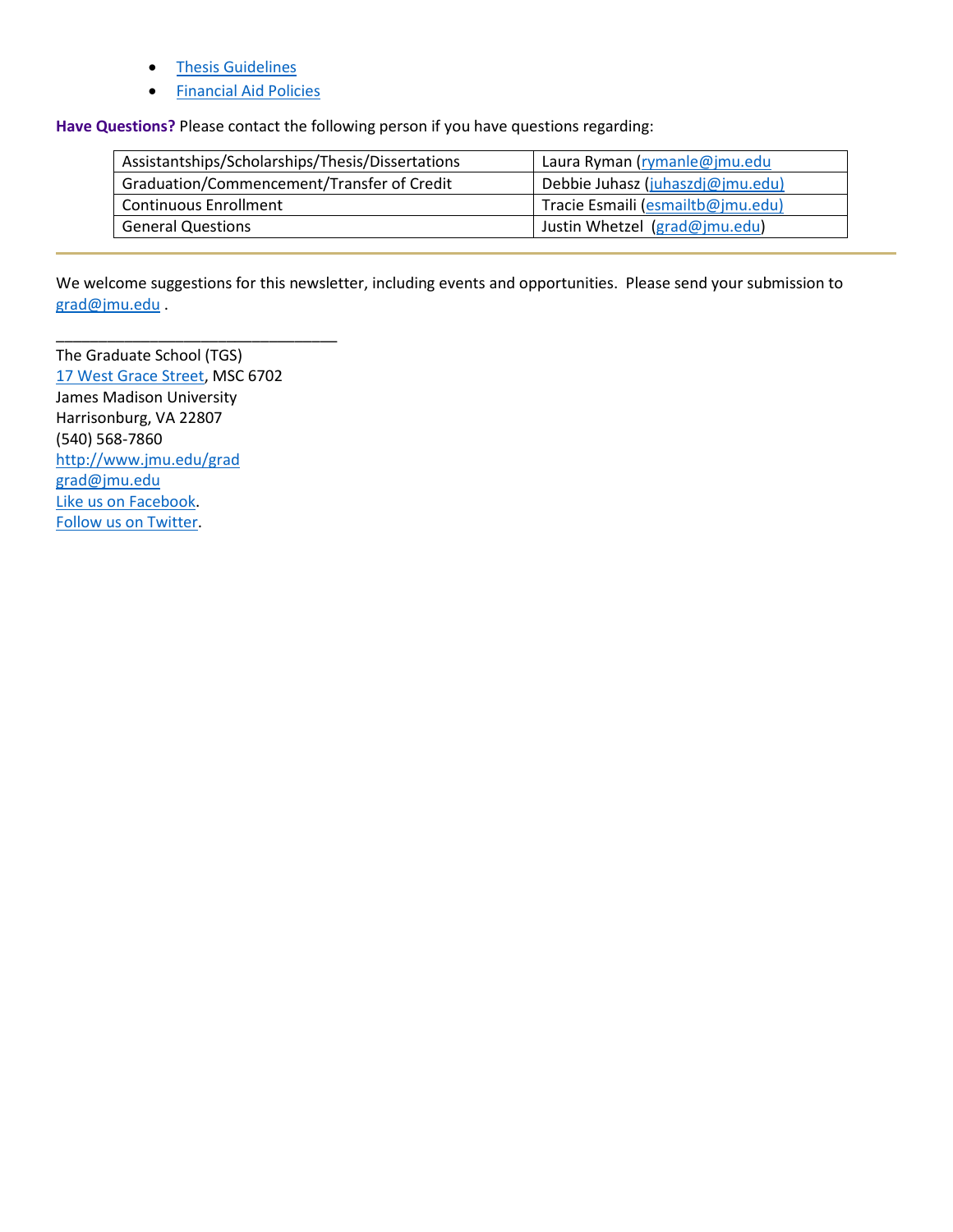- Thesis Guidelines
- Financial Aid Policies

**Have Questions?** Please contact the following person if you have questions regarding:

| | |
|---|---|
| Assistantships/Scholarships/Thesis/Dissertations | Laura Ryman (rymanle@jmu.edu |
| Graduation/Commencement/Transfer of Credit | Debbie Juhasz (juhaszdj@jmu.edu) |
| Continuous Enrollment | Tracie Esmaili (esmailtb@jmu.edu) |
| General Questions | Justin Whetzel (grad@jmu.edu) |

---

We welcome suggestions for this newsletter, including events and opportunities. Please send your submission to grad@jmu.edu .

_________________________________

The Graduate School (TGS)
17 West Grace Street, MSC 6702
James Madison University
Harrisonburg, VA 22807
(540) 568-7860
http://www.jmu.edu/grad
grad@jmu.edu
Like us on Facebook.
Follow us on Twitter.